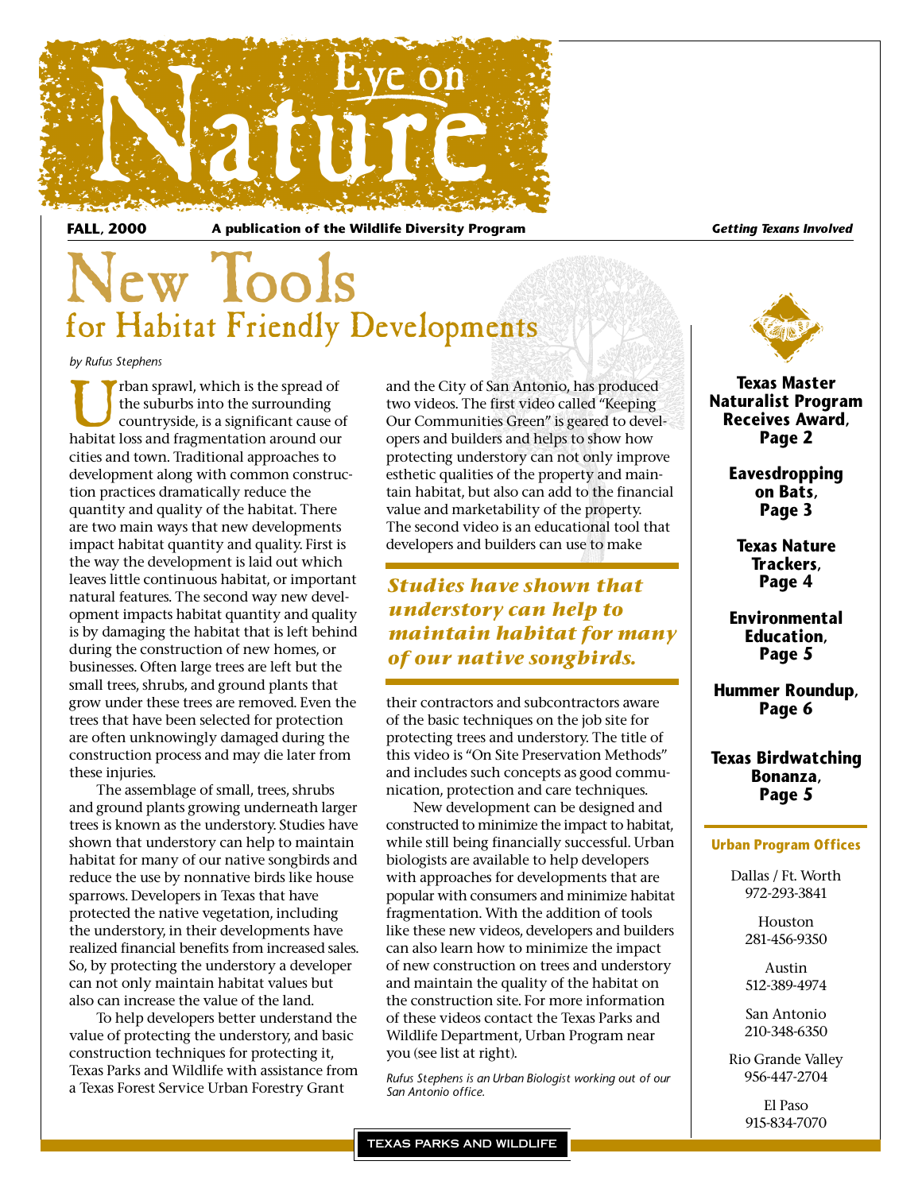# Eye on Nature

**FALL, 2000** **A publication of the Wildlife Diversity Program** ***Getting Texans Involved***

# New Tools for Habitat Friendly Developments

*by Rufus Stephens*

Urban sprawl, which is the spread of the suburbs into the surrounding countryside, is a significant cause of habitat loss and fragmentation around our cities and town. Traditional approaches to development along with common construction practices dramatically reduce the quantity and quality of the habitat. There are two main ways that new developments impact habitat quantity and quality. First is the way the development is laid out which leaves little continuous habitat, or important natural features. The second way new development impacts habitat quantity and quality is by damaging the habitat that is left behind during the construction of new homes, or businesses. Often large trees are left but the small trees, shrubs, and ground plants that grow under these trees are removed. Even the trees that have been selected for protection are often unknowingly damaged during the construction process and may die later from these injuries.

The assemblage of small, trees, shrubs and ground plants growing underneath larger trees is known as the understory. Studies have shown that understory can help to maintain habitat for many of our native songbirds and reduce the use by nonnative birds like house sparrows. Developers in Texas that have protected the native vegetation, including the understory, in their developments have realized financial benefits from increased sales. So, by protecting the understory a developer can not only maintain habitat values but also can increase the value of the land.

To help developers better understand the value of protecting the understory, and basic construction techniques for protecting it, Texas Parks and Wildlife with assistance from a Texas Forest Service Urban Forestry Grant and the City of San Antonio, has produced two videos. The first video called "Keeping Our Communities Green" is geared to developers and builders and helps to show how protecting understory can not only improve esthetic qualities of the property and maintain habitat, but also can add to the financial value and marketability of the property. The second video is an educational tool that developers and builders can use to make their contractors and subcontractors aware of the basic techniques on the job site for protecting trees and understory. The title of this video is "On Site Preservation Methods" and includes such concepts as good communication, protection and care techniques.

> ***Studies have shown that understory can help to maintain habitat for many of our native songbirds.***

New development can be designed and constructed to minimize the impact to habitat, while still being financially successful. Urban biologists are available to help developers with approaches for developments that are popular with consumers and minimize habitat fragmentation. With the addition of tools like these new videos, developers and builders can also learn how to minimize the impact of new construction on trees and understory and maintain the quality of the habitat on the construction site. For more information of these videos contact the Texas Parks and Wildlife Department, Urban Program near you (see list at right).

*Rufus Stephens is an Urban Biologist working out of our San Antonio office.*

---

**Texas Master Naturalist Program Receives Award, Page 2**

**Eavesdropping on Bats, Page 3**

**Texas Nature Trackers, Page 4**

**Environmental Education, Page 5**

**Hummer Roundup, Page 6**

**Texas Birdwatching Bonanza, Page 5**

**Urban Program Offices**

Dallas / Ft. Worth
972-293-3841

Houston
281-456-9350

Austin
512-389-4974

San Antonio
210-348-6350

Rio Grande Valley
956-447-2704

El Paso
915-834-7070

TEXAS PARKS AND WILDLIFE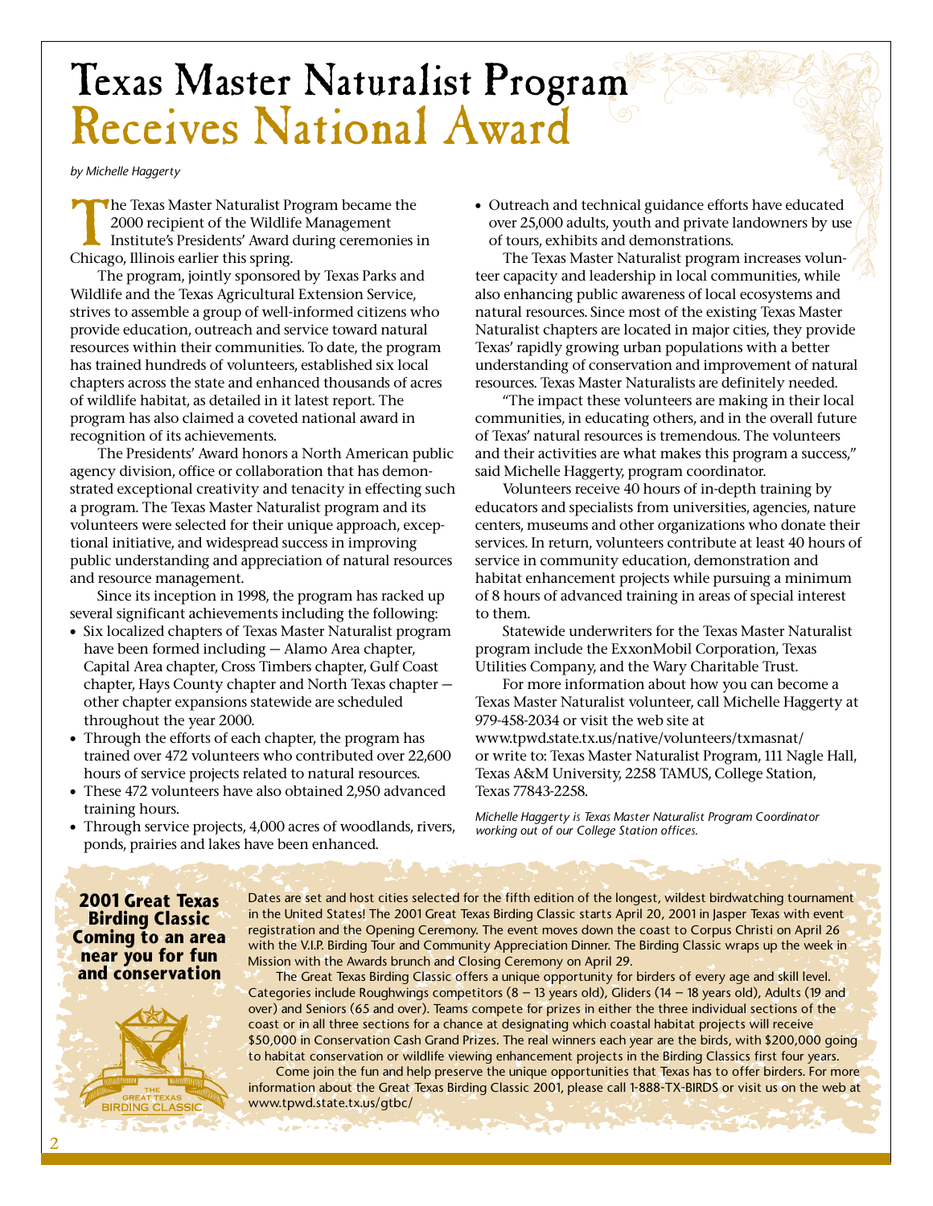# Texas Master Naturalist Program Receives National Award

*by Michelle Haggerty*

The Texas Master Naturalist Program became the 2000 recipient of the Wildlife Management Institute's Presidents' Award during ceremonies in Chicago, Illinois earlier this spring.

The program, jointly sponsored by Texas Parks and Wildlife and the Texas Agricultural Extension Service, strives to assemble a group of well-informed citizens who provide education, outreach and service toward natural resources within their communities. To date, the program has trained hundreds of volunteers, established six local chapters across the state and enhanced thousands of acres of wildlife habitat, as detailed in it latest report. The program has also claimed a coveted national award in recognition of its achievements.

The Presidents' Award honors a North American public agency division, office or collaboration that has demonstrated exceptional creativity and tenacity in effecting such a program. The Texas Master Naturalist program and its volunteers were selected for their unique approach, exceptional initiative, and widespread success in improving public understanding and appreciation of natural resources and resource management.

Since its inception in 1998, the program has racked up several significant achievements including the following:

- Six localized chapters of Texas Master Naturalist program have been formed including — Alamo Area chapter, Capital Area chapter, Cross Timbers chapter, Gulf Coast chapter, Hays County chapter and North Texas chapter — other chapter expansions statewide are scheduled throughout the year 2000.
- Through the efforts of each chapter, the program has trained over 472 volunteers who contributed over 22,600 hours of service projects related to natural resources.
- These 472 volunteers have also obtained 2,950 advanced training hours.
- Through service projects, 4,000 acres of woodlands, rivers, ponds, prairies and lakes have been enhanced.
- Outreach and technical guidance efforts have educated over 25,000 adults, youth and private landowners by use of tours, exhibits and demonstrations.

The Texas Master Naturalist program increases volunteer capacity and leadership in local communities, while also enhancing public awareness of local ecosystems and natural resources. Since most of the existing Texas Master Naturalist chapters are located in major cities, they provide Texas' rapidly growing urban populations with a better understanding of conservation and improvement of natural resources. Texas Master Naturalists are definitely needed.

"The impact these volunteers are making in their local communities, in educating others, and in the overall future of Texas' natural resources is tremendous. The volunteers and their activities are what makes this program a success," said Michelle Haggerty, program coordinator.

Volunteers receive 40 hours of in-depth training by educators and specialists from universities, agencies, nature centers, museums and other organizations who donate their services. In return, volunteers contribute at least 40 hours of service in community education, demonstration and habitat enhancement projects while pursuing a minimum of 8 hours of advanced training in areas of special interest to them.

Statewide underwriters for the Texas Master Naturalist program include the ExxonMobil Corporation, Texas Utilities Company, and the Wary Charitable Trust.

For more information about how you can become a Texas Master Naturalist volunteer, call Michelle Haggerty at 979-458-2034 or visit the web site at www.tpwd.state.tx.us/native/volunteers/txmasnat/ or write to: Texas Master Naturalist Program, 111 Nagle Hall, Texas A&M University, 2258 TAMUS, College Station, Texas 77843-2258.

*Michelle Haggerty is Texas Master Naturalist Program Coordinator working out of our College Station offices.*

## 2001 Great Texas Birding Classic Coming to an area near you for fun and conservation

Dates are set and host cities selected for the fifth edition of the longest, wildest birdwatching tournament in the United States! The 2001 Great Texas Birding Classic starts April 20, 2001 in Jasper Texas with event registration and the Opening Ceremony. The event moves down the coast to Corpus Christi on April 26 with the V.I.P. Birding Tour and Community Appreciation Dinner. The Birding Classic wraps up the week in Mission with the Awards brunch and Closing Ceremony on April 29.

The Great Texas Birding Classic offers a unique opportunity for birders of every age and skill level. Categories include Roughwings competitors (8 – 13 years old), Gliders (14 – 18 years old), Adults (19 and over) and Seniors (65 and over). Teams compete for prizes in either the three individual sections of the coast or in all three sections for a chance at designating which coastal habitat projects will receive $50,000 in Conservation Cash Grand Prizes. The real winners each year are the birds, with $200,000 going to habitat conservation or wildlife viewing enhancement projects in the Birding Classics first four years.

Come join the fun and help preserve the unique opportunities that Texas has to offer birders. For more information about the Great Texas Birding Classic 2001, please call 1-888-TX-BIRDS or visit us on the web at www.tpwd.state.tx.us/gtbc/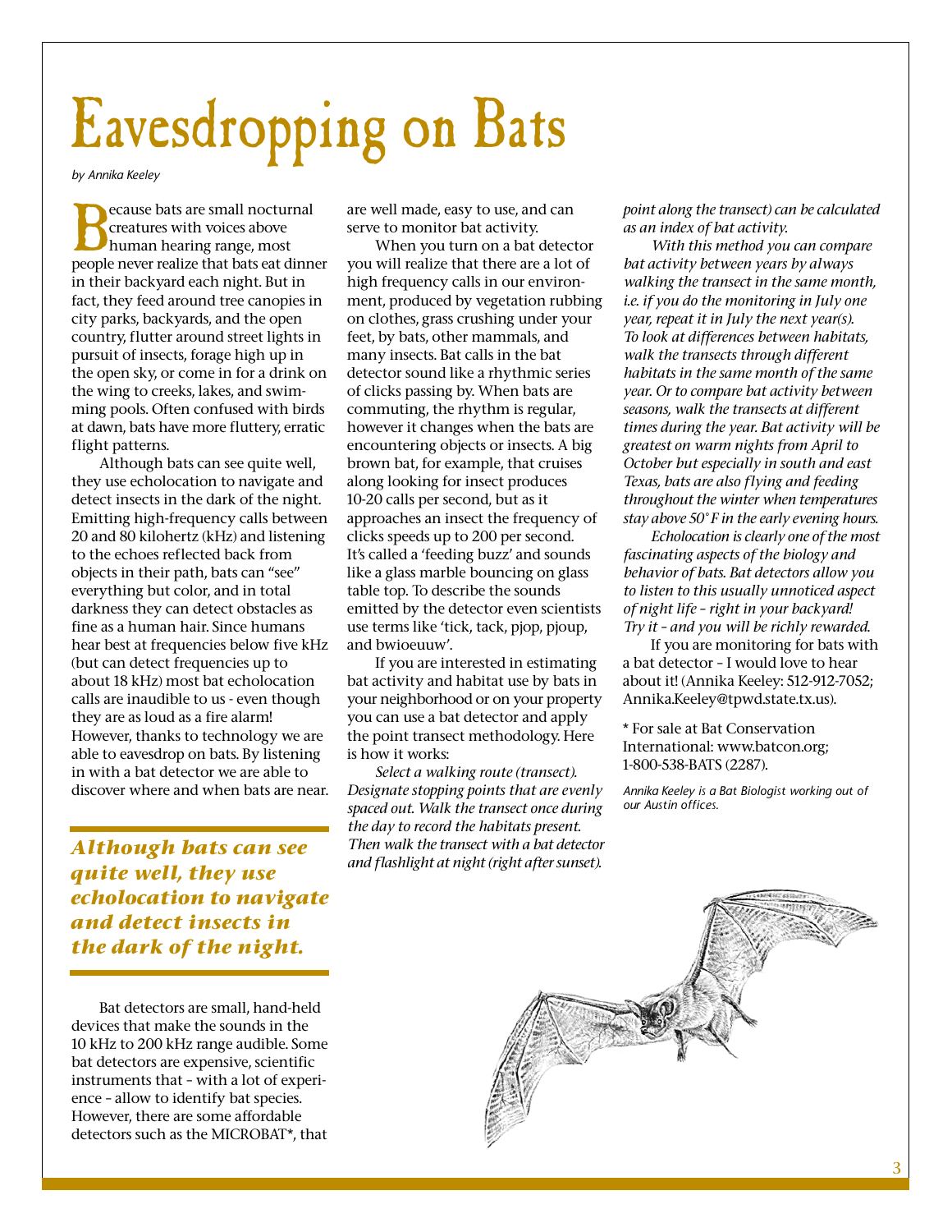# Eavesdropping on Bats

*by Annika Keeley*

Because bats are small nocturnal creatures with voices above human hearing range, most people never realize that bats eat dinner in their backyard each night. But in fact, they feed around tree canopies in city parks, backyards, and the open country, flutter around street lights in pursuit of insects, forage high up in the open sky, or come in for a drink on the wing to creeks, lakes, and swimming pools. Often confused with birds at dawn, bats have more fluttery, erratic flight patterns.

Although bats can see quite well, they use echolocation to navigate and detect insects in the dark of the night. Emitting high-frequency calls between 20 and 80 kilohertz (kHz) and listening to the echoes reflected back from objects in their path, bats can "see" everything but color, and in total darkness they can detect obstacles as fine as a human hair. Since humans hear best at frequencies below five kHz (but can detect frequencies up to about 18 kHz) most bat echolocation calls are inaudible to us - even though they are as loud as a fire alarm! However, thanks to technology we are able to eavesdrop on bats. By listening in with a bat detector we are able to discover where and when bats are near.

***Although bats can see quite well, they use echolocation to navigate and detect insects in the dark of the night.***

Bat detectors are small, hand-held devices that make the sounds in the 10 kHz to 200 kHz range audible. Some bat detectors are expensive, scientific instruments that – with a lot of experience – allow to identify bat species. However, there are some affordable detectors such as the MICROBAT*, that are well made, easy to use, and can serve to monitor bat activity.

When you turn on a bat detector you will realize that there are a lot of high frequency calls in our environment, produced by vegetation rubbing on clothes, grass crushing under your feet, by bats, other mammals, and many insects. Bat calls in the bat detector sound like a rhythmic series of clicks passing by. When bats are commuting, the rhythm is regular, however it changes when the bats are encountering objects or insects. A big brown bat, for example, that cruises along looking for insect produces 10-20 calls per second, but as it approaches an insect the frequency of clicks speeds up to 200 per second. It's called a 'feeding buzz' and sounds like a glass marble bouncing on glass table top. To describe the sounds emitted by the detector even scientists use terms like 'tick, tack, pjop, pjoup, and bwioeuuw'.

If you are interested in estimating bat activity and habitat use by bats in your neighborhood or on your property you can use a bat detector and apply the point transect methodology. Here is how it works:

*Select a walking route (transect). Designate stopping points that are evenly spaced out. Walk the transect once during the day to record the habitats present. Then walk the transect with a bat detector and flashlight at night (right after sunset). point along the transect) can be calculated as an index of bat activity.*

*With this method you can compare bat activity between years by always walking the transect in the same month, i.e. if you do the monitoring in July one year, repeat it in July the next year(s). To look at differences between habitats, walk the transects through different habitats in the same month of the same year. Or to compare bat activity between seasons, walk the transects at different times during the year. Bat activity will be greatest on warm nights from April to October but especially in south and east Texas, bats are also flying and feeding throughout the winter when temperatures stay above 50° F in the early evening hours.*

*Echolocation is clearly one of the most fascinating aspects of the biology and behavior of bats. Bat detectors allow you to listen to this usually unnoticed aspect of night life – right in your backyard! Try it – and you will be richly rewarded.*

If you are monitoring for bats with a bat detector – I would love to hear about it! (Annika Keeley: 512-912-7052; Annika.Keeley@tpwd.state.tx.us).

* For sale at Bat Conservation International: www.batcon.org; 1-800-538-BATS (2287).

*Annika Keeley is a Bat Biologist working out of our Austin offices.*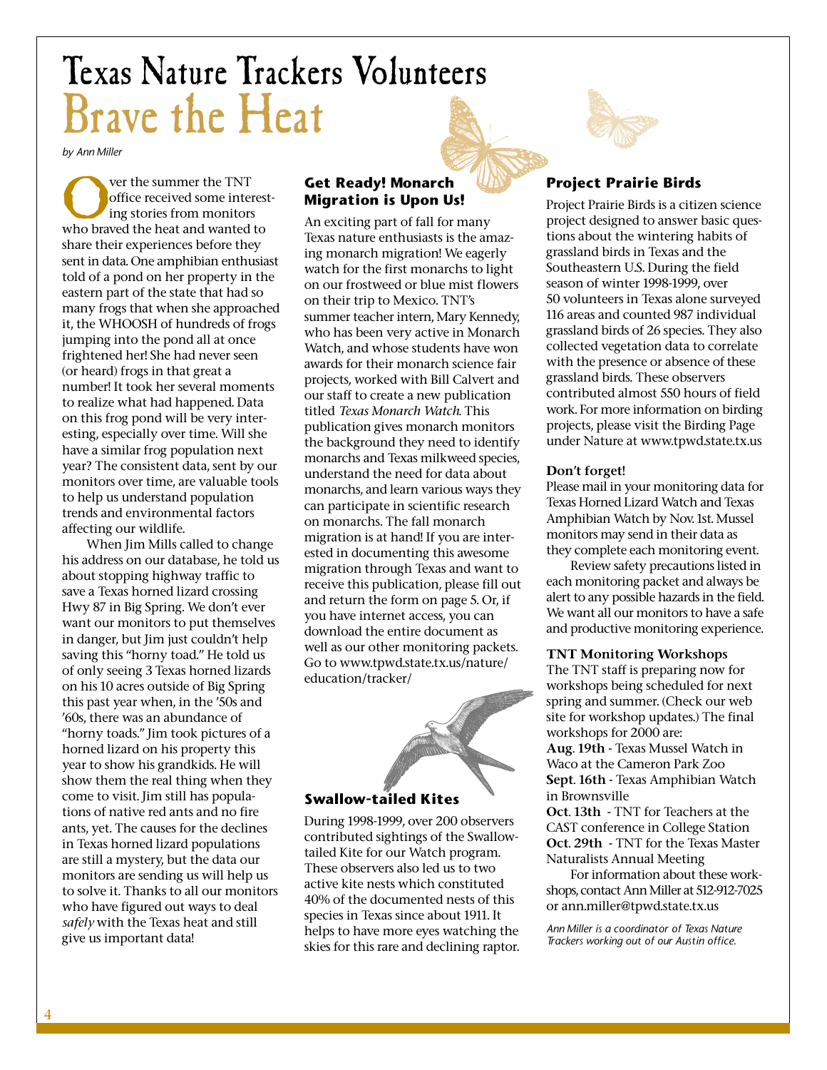# Texas Nature Trackers Volunteers Brave the Heat

*by Ann Miller*

Over the summer the TNT office received some interesting stories from monitors who braved the heat and wanted to share their experiences before they sent in data. One amphibian enthusiast told of a pond on her property in the eastern part of the state that had so many frogs that when she approached it, the WHOOSH of hundreds of frogs jumping into the pond all at once frightened her! She had never seen (or heard) frogs in that great a number! It took her several moments to realize what had happened. Data on this frog pond will be very interesting, especially over time. Will she have a similar frog population next year? The consistent data, sent by our monitors over time, are valuable tools to help us understand population trends and environmental factors affecting our wildlife.

When Jim Mills called to change his address on our database, he told us about stopping highway traffic to save a Texas horned lizard crossing Hwy 87 in Big Spring. We don't ever want our monitors to put themselves in danger, but Jim just couldn't help saving this "horny toad." He told us of only seeing 3 Texas horned lizards on his 10 acres outside of Big Spring this past year when, in the '50s and '60s, there was an abundance of "horny toads." Jim took pictures of a horned lizard on his property this year to show his grandkids. He will show them the real thing when they come to visit. Jim still has populations of native red ants and no fire ants, yet. The causes for the declines in Texas horned lizard populations are still a mystery, but the data our monitors are sending us will help us to solve it. Thanks to all our monitors who have figured out ways to deal *safely* with the Texas heat and still give us important data!

### Get Ready! Monarch Migration is Upon Us!

An exciting part of fall for many Texas nature enthusiasts is the amazing monarch migration! We eagerly watch for the first monarchs to light on our frostweed or blue mist flowers on their trip to Mexico. TNT's summer teacher intern, Mary Kennedy, who has been very active in Monarch Watch, and whose students have won awards for their monarch science fair projects, worked with Bill Calvert and our staff to create a new publication titled *Texas Monarch Watch*. This publication gives monarch monitors the background they need to identify monarchs and Texas milkweed species, understand the need for data about monarchs, and learn various ways they can participate in scientific research on monarchs. The fall monarch migration is at hand! If you are interested in documenting this awesome migration through Texas and want to receive this publication, please fill out and return the form on page 5. Or, if you have internet access, you can download the entire document as well as our other monitoring packets. Go to www.tpwd.state.tx.us/nature/education/tracker/

### Swallow-tailed Kites

During 1998-1999, over 200 observers contributed sightings of the Swallow-tailed Kite for our Watch program. These observers also led us to two active kite nests which constituted 40% of the documented nests of this species in Texas since about 1911. It helps to have more eyes watching the skies for this rare and declining raptor.

### Project Prairie Birds

Project Prairie Birds is a citizen science project designed to answer basic questions about the wintering habits of grassland birds in Texas and the Southeastern U.S. During the field season of winter 1998-1999, over 50 volunteers in Texas alone surveyed 116 areas and counted 987 individual grassland birds of 26 species. They also collected vegetation data to correlate with the presence or absence of these grassland birds. These observers contributed almost 550 hours of field work. For more information on birding projects, please visit the Birding Page under Nature at www.tpwd.state.tx.us

**Don't forget!**

Please mail in your monitoring data for Texas Horned Lizard Watch and Texas Amphibian Watch by Nov. 1st. Mussel monitors may send in their data as they complete each monitoring event.

Review safety precautions listed in each monitoring packet and always be alert to any possible hazards in the field. We want all our monitors to have a safe and productive monitoring experience.

**TNT Monitoring Workshops**

The TNT staff is preparing now for workshops being scheduled for next spring and summer. (Check our web site for workshop updates.) The final workshops for 2000 are:

**Aug. 19th** - Texas Mussel Watch in Waco at the Cameron Park Zoo
**Sept. 16th** - Texas Amphibian Watch in Brownsville
**Oct. 13th** - TNT for Teachers at the CAST conference in College Station
**Oct. 29th** - TNT for the Texas Master Naturalists Annual Meeting

For information about these workshops, contact Ann Miller at 512-912-7025 or ann.miller@tpwd.state.tx.us

*Ann Miller is a coordinator of Texas Nature Trackers working out of our Austin office.*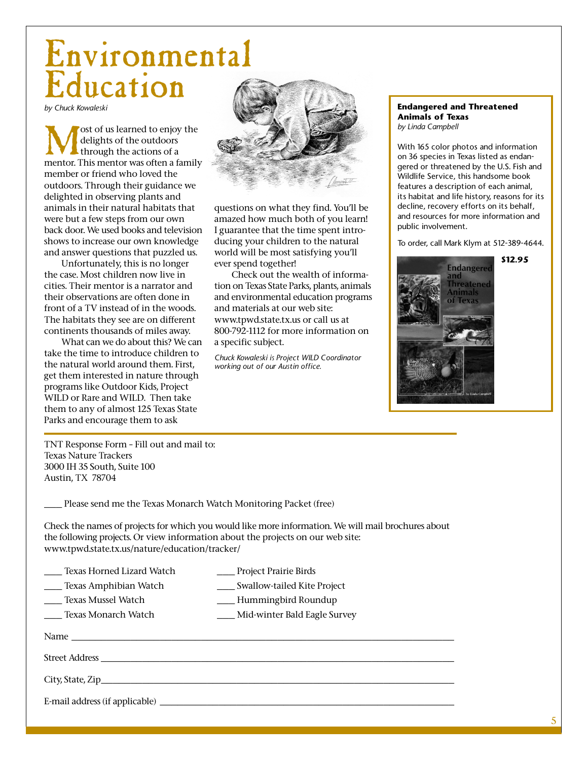# Environmental Education

*by Chuck Kowaleski*

Most of us learned to enjoy the delights of the outdoors through the actions of a mentor. This mentor was often a family member or friend who loved the outdoors. Through their guidance we delighted in observing plants and animals in their natural habitats that were but a few steps from our own back door. We used books and television shows to increase our own knowledge and answer questions that puzzled us.

Unfortunately, this is no longer the case. Most children now live in cities. Their mentor is a narrator and their observations are often done in front of a TV instead of in the woods. The habitats they see are on different continents thousands of miles away.

What can we do about this? We can take the time to introduce children to the natural world around them. First, get them interested in nature through programs like Outdoor Kids, Project WILD or Rare and WILD. Then take them to any of almost 125 Texas State Parks and encourage them to ask questions on what they find. You'll be amazed how much both of you learn! I guarantee that the time spent introducing your children to the natural world will be most satisfying you'll ever spend together!

Check out the wealth of information on Texas State Parks, plants, animals and environmental education programs and materials at our web site: www.tpwd.state.tx.us or call us at 800-792-1112 for more information on a specific subject.

*Chuck Kowaleski is Project WILD Coordinator working out of our Austin office.*

---

**Endangered and Threatened Animals of Texas**
*by Linda Campbell*

With 165 color photos and information on 36 species in Texas listed as endangered or threatened by the U.S. Fish and Wildlife Service, this handsome book features a description of each animal, its habitat and life history, reasons for its decline, recovery efforts on its behalf, and resources for more information and public involvement.

To order, call Mark Klym at 512-389-4644.

***$12.95***

---

TNT Response Form - Fill out and mail to:
Texas Nature Trackers
3000 IH 35 South, Suite 100
Austin, TX 78704

____ Please send me the Texas Monarch Watch Monitoring Packet (free)

Check the names of projects for which you would like more information. We will mail brochures about the following projects. Or view information about the projects on our web site: www.tpwd.state.tx.us/nature/education/tracker/

____ Texas Horned Lizard Watch
____ Texas Amphibian Watch
____ Texas Mussel Watch
____ Texas Monarch Watch
____ Project Prairie Birds
____ Swallow-tailed Kite Project
____ Hummingbird Roundup
____ Mid-winter Bald Eagle Survey

Name ______________________________

Street Address ______________________________

City, State, Zip______________________________

E-mail address (if applicable) ______________________________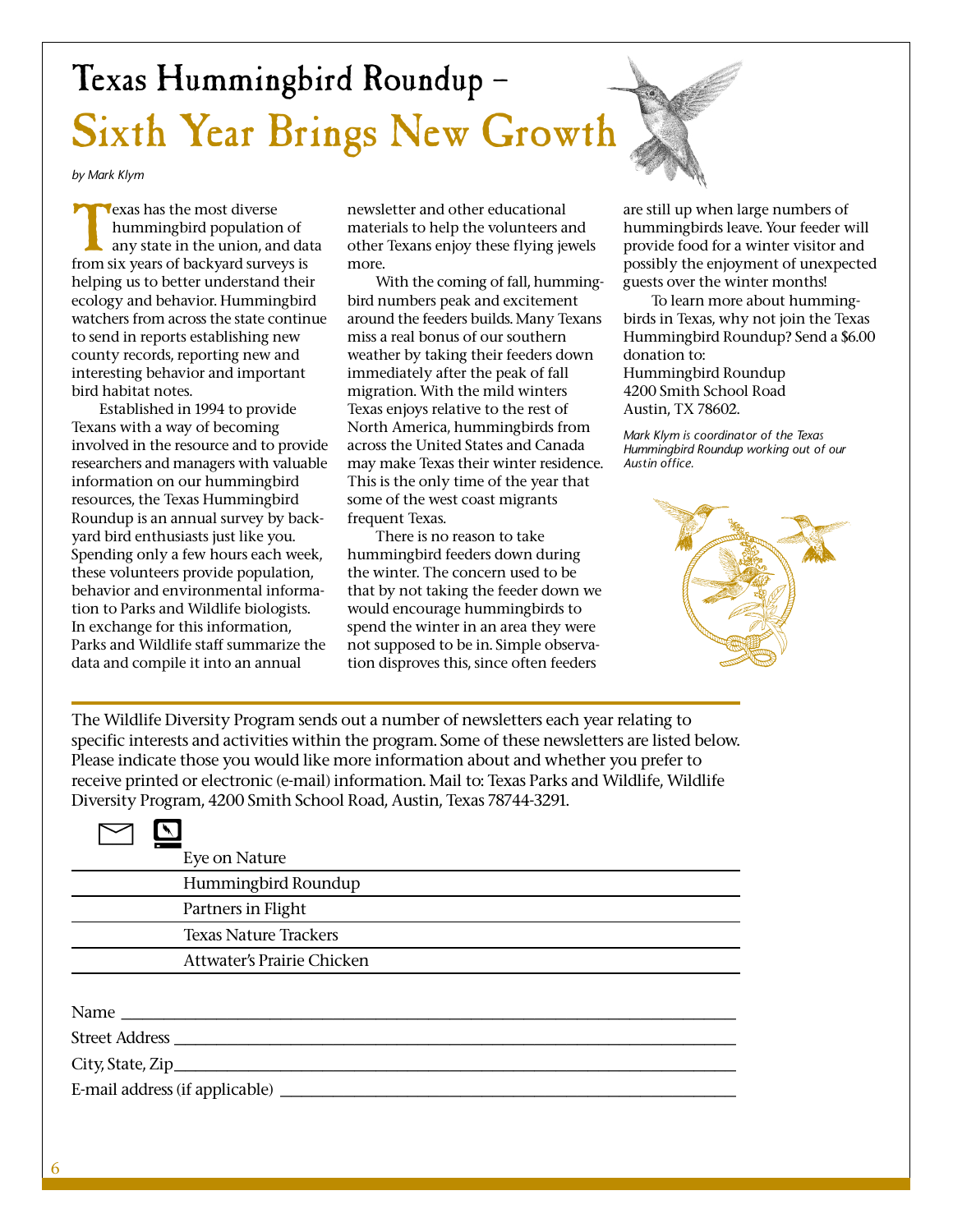# Texas Hummingbird Roundup – Sixth Year Brings New Growth

*by Mark Klym*

Texas has the most diverse hummingbird population of any state in the union, and data from six years of backyard surveys is helping us to better understand their ecology and behavior. Hummingbird watchers from across the state continue to send in reports establishing new county records, reporting new and interesting behavior and important bird habitat notes.

Established in 1994 to provide Texans with a way of becoming involved in the resource and to provide researchers and managers with valuable information on our hummingbird resources, the Texas Hummingbird Roundup is an annual survey by backyard bird enthusiasts just like you. Spending only a few hours each week, these volunteers provide population, behavior and environmental information to Parks and Wildlife biologists. In exchange for this information, Parks and Wildlife staff summarize the data and compile it into an annual newsletter and other educational materials to help the volunteers and other Texans enjoy these flying jewels more.

With the coming of fall, hummingbird numbers peak and excitement around the feeders builds. Many Texans miss a real bonus of our southern weather by taking their feeders down immediately after the peak of fall migration. With the mild winters Texas enjoys relative to the rest of North America, hummingbirds from across the United States and Canada may make Texas their winter residence. This is the only time of the year that some of the west coast migrants frequent Texas.

There is no reason to take hummingbird feeders down during the winter. The concern used to be that by not taking the feeder down we would encourage hummingbirds to spend the winter in an area they were not supposed to be in. Simple observation disproves this, since often feeders are still up when large numbers of hummingbirds leave. Your feeder will provide food for a winter visitor and possibly the enjoyment of unexpected guests over the winter months!

To learn more about hummingbirds in Texas, why not join the Texas Hummingbird Roundup? Send a $6.00 donation to:
Hummingbird Roundup
4200 Smith School Road
Austin, TX 78602.

*Mark Klym is coordinator of the Texas Hummingbird Roundup working out of our Austin office.*

---

The Wildlife Diversity Program sends out a number of newsletters each year relating to specific interests and activities within the program. Some of these newsletters are listed below. Please indicate those you would like more information about and whether you prefer to receive printed or electronic (e-mail) information. Mail to: Texas Parks and Wildlife, Wildlife Diversity Program, 4200 Smith School Road, Austin, Texas 78744-3291.

| Mail | E-mail | Newsletter |
|---|---|---|
| | | Eye on Nature |
| | | Hummingbird Roundup |
| | | Partners in Flight |
| | | Texas Nature Trackers |
| | | Attwater's Prairie Chicken |

Name ______________________________

Street Address ______________________________

City, State, Zip______________________________

E-mail address (if applicable) ______________________________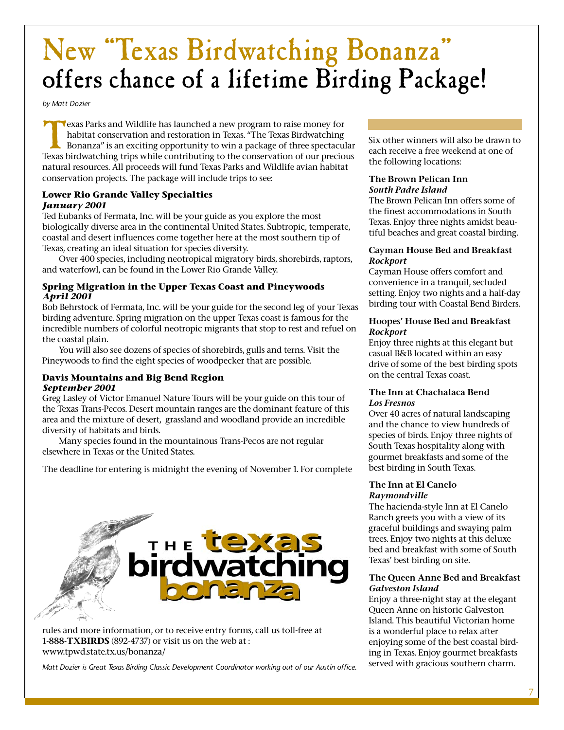# New "Texas Birdwatching Bonanza" offers chance of a lifetime Birding Package!

*by Matt Dozier*

Texas Parks and Wildlife has launched a new program to raise money for habitat conservation and restoration in Texas. "The Texas Birdwatching Bonanza" is an exciting opportunity to win a package of three spectacular Texas birdwatching trips while contributing to the conservation of our precious natural resources. All proceeds will fund Texas Parks and Wildlife avian habitat conservation projects. The package will include trips to see:

### Lower Rio Grande Valley Specialties
***January 2001***

Ted Eubanks of Fermata, Inc. will be your guide as you explore the most biologically diverse area in the continental United States. Subtropic, temperate, coastal and desert influences come together here at the most southern tip of Texas, creating an ideal situation for species diversity.

Over 400 species, including neotropical migratory birds, shorebirds, raptors, and waterfowl, can be found in the Lower Rio Grande Valley.

### Spring Migration in the Upper Texas Coast and Pineywoods
***April 2001***

Bob Behrstock of Fermata, Inc. will be your guide for the second leg of your Texas birding adventure. Spring migration on the upper Texas coast is famous for the incredible numbers of colorful neotropic migrants that stop to rest and refuel on the coastal plain.

You will also see dozens of species of shorebirds, gulls and terns. Visit the Pineywoods to find the eight species of woodpecker that are possible.

### Davis Mountains and Big Bend Region
***September 2001***

Greg Lasley of Victor Emanuel Nature Tours will be your guide on this tour of the Texas Trans-Pecos. Desert mountain ranges are the dominant feature of this area and the mixture of desert, grassland and woodland provide an incredible diversity of habitats and birds.

Many species found in the mountainous Trans-Pecos are not regular elsewhere in Texas or the United States.

The deadline for entering is midnight the evening of November 1. For complete rules and more information, or to receive entry forms, call us toll-free at **1-888-TXBIRDS** (892-4737) or visit us on the web at : www.tpwd.state.tx.us/bonanza/

*Matt Dozier is Great Texas Birding Classic Development Coordinator working out of our Austin office.*

Six other winners will also be drawn to each receive a free weekend at one of the following locations:

### The Brown Pelican Inn
***South Padre Island***

The Brown Pelican Inn offers some of the finest accommodations in South Texas. Enjoy three nights amidst beautiful beaches and great coastal birding.

### Cayman House Bed and Breakfast
***Rockport***

Cayman House offers comfort and convenience in a tranquil, secluded setting. Enjoy two nights and a half-day birding tour with Coastal Bend Birders.

### Hoopes' House Bed and Breakfast
***Rockport***

Enjoy three nights at this elegant but casual B&B located within an easy drive of some of the best birding spots on the central Texas coast.

### The Inn at Chachalaca Bend
***Los Fresnos***

Over 40 acres of natural landscaping and the chance to view hundreds of species of birds. Enjoy three nights of South Texas hospitality along with gourmet breakfasts and some of the best birding in South Texas.

### The Inn at El Canelo
***Raymondville***

The hacienda-style Inn at El Canelo Ranch greets you with a view of its graceful buildings and swaying palm trees. Enjoy two nights at this deluxe bed and breakfast with some of South Texas' best birding on site.

### The Queen Anne Bed and Breakfast
***Galveston Island***

Enjoy a three-night stay at the elegant Queen Anne on historic Galveston Island. This beautiful Victorian home is a wonderful place to relax after enjoying some of the best coastal birding in Texas. Enjoy gourmet breakfasts served with gracious southern charm.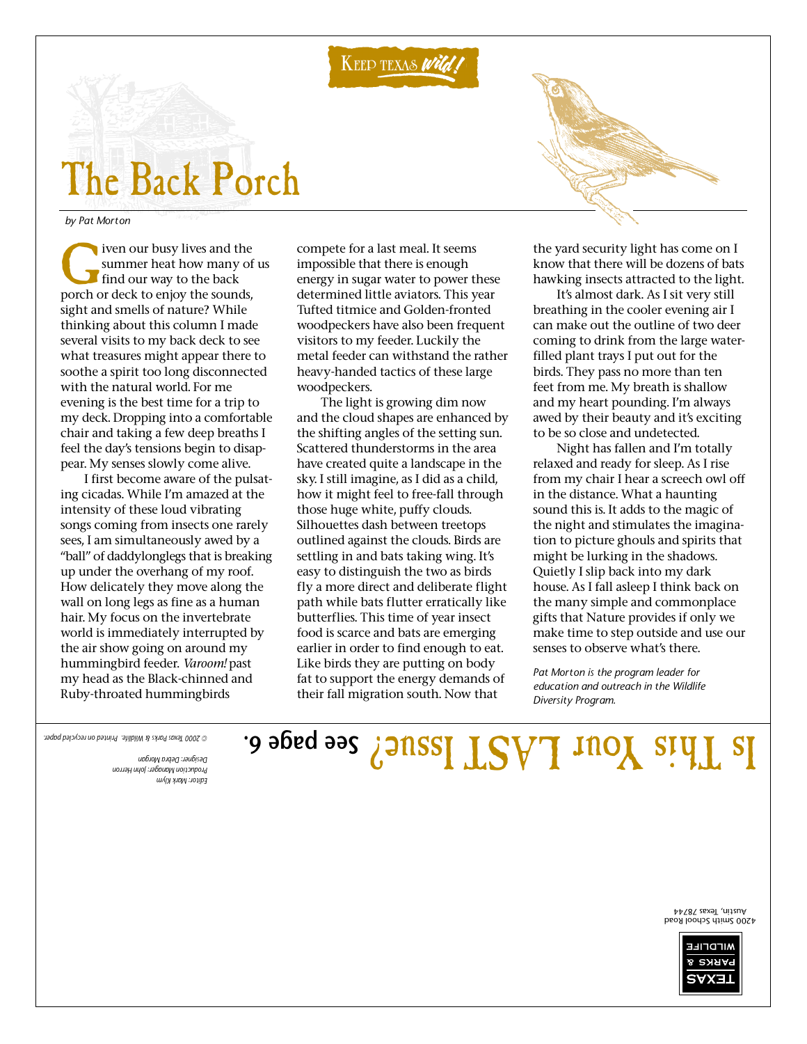Keep Texas Wild!

# The Back Porch

*by Pat Morton*

Given our busy lives and the summer heat how many of us find our way to the back porch or deck to enjoy the sounds, sight and smells of nature? While thinking about this column I made several visits to my back deck to see what treasures might appear there to soothe a spirit too long disconnected with the natural world. For me evening is the best time for a trip to my deck. Dropping into a comfortable chair and taking a few deep breaths I feel the day's tensions begin to disappear. My senses slowly come alive.

I first become aware of the pulsating cicadas. While I'm amazed at the intensity of these loud vibrating songs coming from insects one rarely sees, I am simultaneously awed by a "ball" of daddylonglegs that is breaking up under the overhang of my roof. How delicately they move along the wall on long legs as fine as a human hair. My focus on the invertebrate world is immediately interrupted by the air show going on around my hummingbird feeder. *Varoom!* past my head as the Black-chinned and Ruby-throated hummingbirds compete for a last meal. It seems impossible that there is enough energy in sugar water to power these determined little aviators. This year Tufted titmice and Golden-fronted woodpeckers have also been frequent visitors to my feeder. Luckily the metal feeder can withstand the rather heavy-handed tactics of these large woodpeckers.

The light is growing dim now and the cloud shapes are enhanced by the shifting angles of the setting sun. Scattered thunderstorms in the area have created quite a landscape in the sky. I still imagine, as I did as a child, how it might feel to free-fall through those huge white, puffy clouds. Silhouettes dash between treetops outlined against the clouds. Birds are settling in and bats taking wing. It's easy to distinguish the two as birds fly a more direct and deliberate flight path while bats flutter erratically like butterflies. This time of year insect food is scarce and bats are emerging earlier in order to find enough to eat. Like birds they are putting on body fat to support the energy demands of their fall migration south. Now that the yard security light has come on I know that there will be dozens of bats hawking insects attracted to the light.

It's almost dark. As I sit very still breathing in the cooler evening air I can make out the outline of two deer coming to drink from the large water-filled plant trays I put out for the birds. They pass no more than ten feet from me. My breath is shallow and my heart pounding. I'm always awed by their beauty and it's exciting to be so close and undetected.

Night has fallen and I'm totally relaxed and ready for sleep. As I rise from my chair I hear a screech owl off in the distance. What a haunting sound this is. It adds to the magic of the night and stimulates the imagination to picture ghouls and spirits that might be lurking in the shadows. Quietly I slip back into my dark house. As I fall asleep I think back on the many simple and commonplace gifts that Nature provides if only we make time to step outside and use our senses to observe what's there.

*Pat Morton is the program leader for education and outreach in the Wildlife Diversity Program.*

**Is This Your LAST Issue? See page 6.**

*© 2000 Texas Parks & Wildlife. Printed on recycled paper.*

*Editor: Mark Klym*
*Production Manager: John Herron*
*Designer: Debra Morgan*

TEXAS PARKS & WILDLIFE
4200 Smith School Road
Austin, Texas 78744